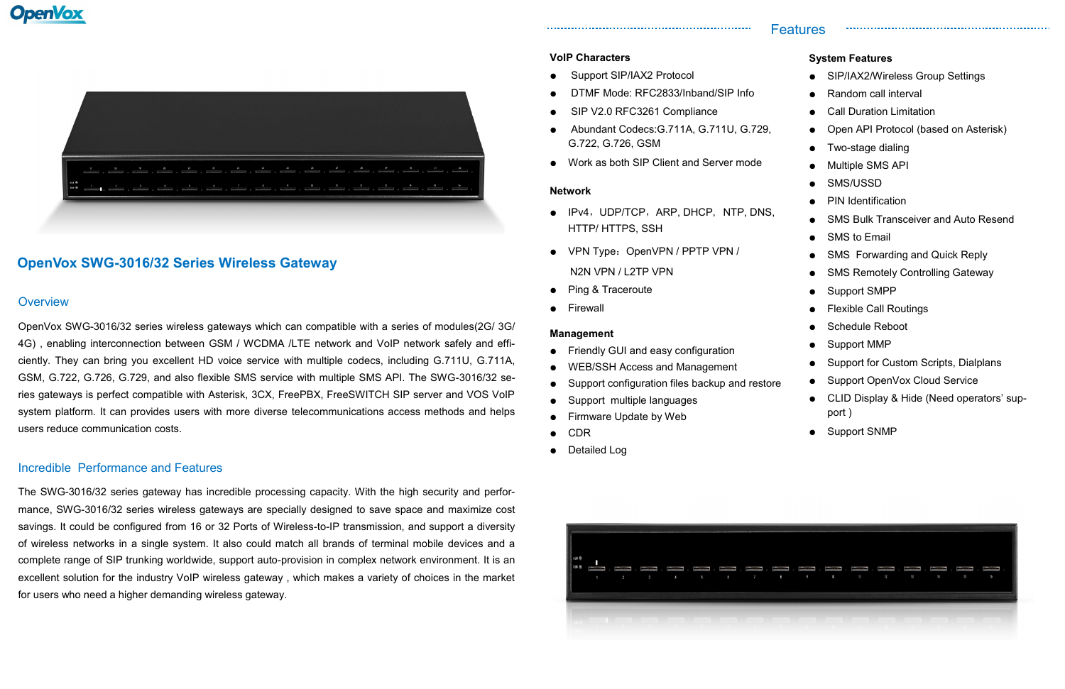# OpenVox SWG-3016/32 Series Wireless Gateway

## Overview

OpenVox SWG-3016/32 series wireless gateways which can compatible with a series of modules(2G/ 3G/ 4G) , enabling interconnection between GSM / WCDMA /LTE network and VoIP network safely and efficiently. They can bring you excellent HD voice service with multiple codecs, including G.711U, G.711A, GSM, G.722, G.726, G.729, and also flexible SMS service with multiple SMS API. The SWG-3016/32 series gateways is perfect compatible with Asterisk, 3CX, FreePBX, FreeSWITCH SIP server and VOS VoIP system platform. It can provides users with more diverse telecommunications access methods and helps users reduce communication costs.

## Incredible Performance and Features

The SWG-3016/32 series gateway has incredible processing capacity. With the high security and performance, SWG-3016/32 series wireless gateways are specially designed to save space and maximize cost savings. It could be configured from 16 or 32 Ports of Wireless-to-IP transmission, and support a diversity of wireless networks in a single system. It also could match all brands of terminal mobile devices and a complete range of SIP trunking worldwide, support auto-provision in complex network environment. It is an excellent solution for the industry VoIP wireless gateway , which makes a variety of choices in the market for users who need a higher demanding wireless gateway.

## Features

### VoIP Characters

- Support SIP/IAX2 Protocol
- DTMF Mode: RFC2833/Inband/SIP Info
- SIP V2.0 RFC3261 Compliance
- Abundant Codecs:G.711A, G.711U, G.729, G.722, G.726, GSM
- Work as both SIP Client and Server mode

### Network

- IPv4，UDP/TCP，ARP, DHCP，NTP, DNS, HTTP/ HTTPS, SSH
- VPN Type：OpenVPN / PPTP VPN / N2N VPN / L2TP VPN
- Ping & Traceroute
- Firewall

### Management

- Friendly GUI and easy configuration
- WEB/SSH Access and Management
- Support configuration files backup and restore
- Support multiple languages
- Firmware Update by Web
- CDR
- Detailed Log

### System Features

- SIP/IAX2/Wireless Group Settings
- Random call interval
- Call Duration Limitation
- Open API Protocol (based on Asterisk)
- Two-stage dialing
- Multiple SMS API
- SMS/USSD
- PIN Identification
- SMS Bulk Transceiver and Auto Resend
- SMS to Email
- SMS Forwarding and Quick Reply
- SMS Remotely Controlling Gateway
- Support SMPP
- Flexible Call Routings
- Schedule Reboot
- Support MMP
- Support for Custom Scripts, Dialplans
- Support OpenVox Cloud Service
- CLID Display & Hide (Need operators' support )
- Support SNMP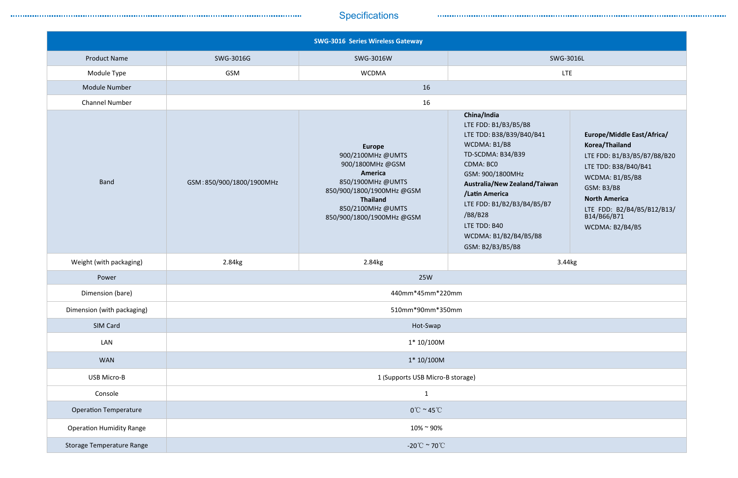## Specifications

| SWG-3016 Series Wireless Gateway | | | | |
|---|---|---|---|---|
| Product Name | SWG-3016G | SWG-3016W | SWG-3016L | |
| Module Type | GSM | WCDMA | LTE | |
| Module Number | 16 | | | |
| Channel Number | 16 | | | |
| Band | GSM：850/900/1800/1900MHz | **Europe**<br>900/2100MHz @UMTS<br>900/1800MHz @GSM<br>**America**<br>850/1900MHz @UMTS<br>850/900/1800/1900MHz @GSM<br>**Thailand**<br>850/2100MHz @UMTS<br>850/900/1800/1900MHz @GSM | **China/India**<br>LTE FDD: B1/B3/B5/B8<br>LTE TDD: B38/B39/B40/B41<br>WCDMA: B1/B8<br>TD-SCDMA: B34/B39<br>CDMA: BC0<br>GSM: 900/1800MHz<br>**Australia/New Zealand/Taiwan /Latin America**<br>LTE FDD: B1/B2/B3/B4/B5/B7 /B8/B28<br>LTE TDD: B40<br>WCDMA: B1/B2/B4/B5/B8<br>GSM: B2/B3/B5/B8 | **Europe/Middle East/Africa/ Korea/Thailand**<br>LTE FDD: B1/B3/B5/B7/B8/B20<br>LTE TDD: B38/B40/B41<br>WCDMA: B1/B5/B8<br>GSM: B3/B8<br>**North America**<br>LTE FDD: B2/B4/B5/B12/B13/ B14/B66/B71<br>WCDMA: B2/B4/B5 |
| Weight (with packaging) | 2.84kg | 2.84kg | 3.44kg | |
| Power | 25W | | | |
| Dimension (bare) | 440mm*45mm*220mm | | | |
| Dimension (with packaging) | 510mm*90mm*350mm | | | |
| SIM Card | Hot-Swap | | | |
| LAN | 1* 10/100M | | | |
| WAN | 1* 10/100M | | | |
| USB Micro-B | 1 (Supports USB Micro-B storage) | | | |
| Console | 1 | | | |
| Operation Temperature | 0℃ ~ 45℃ | | | |
| Operation Humidity Range | 10% ~ 90% | | | |
| Storage Temperature Range | -20℃ ~ 70℃ | | | |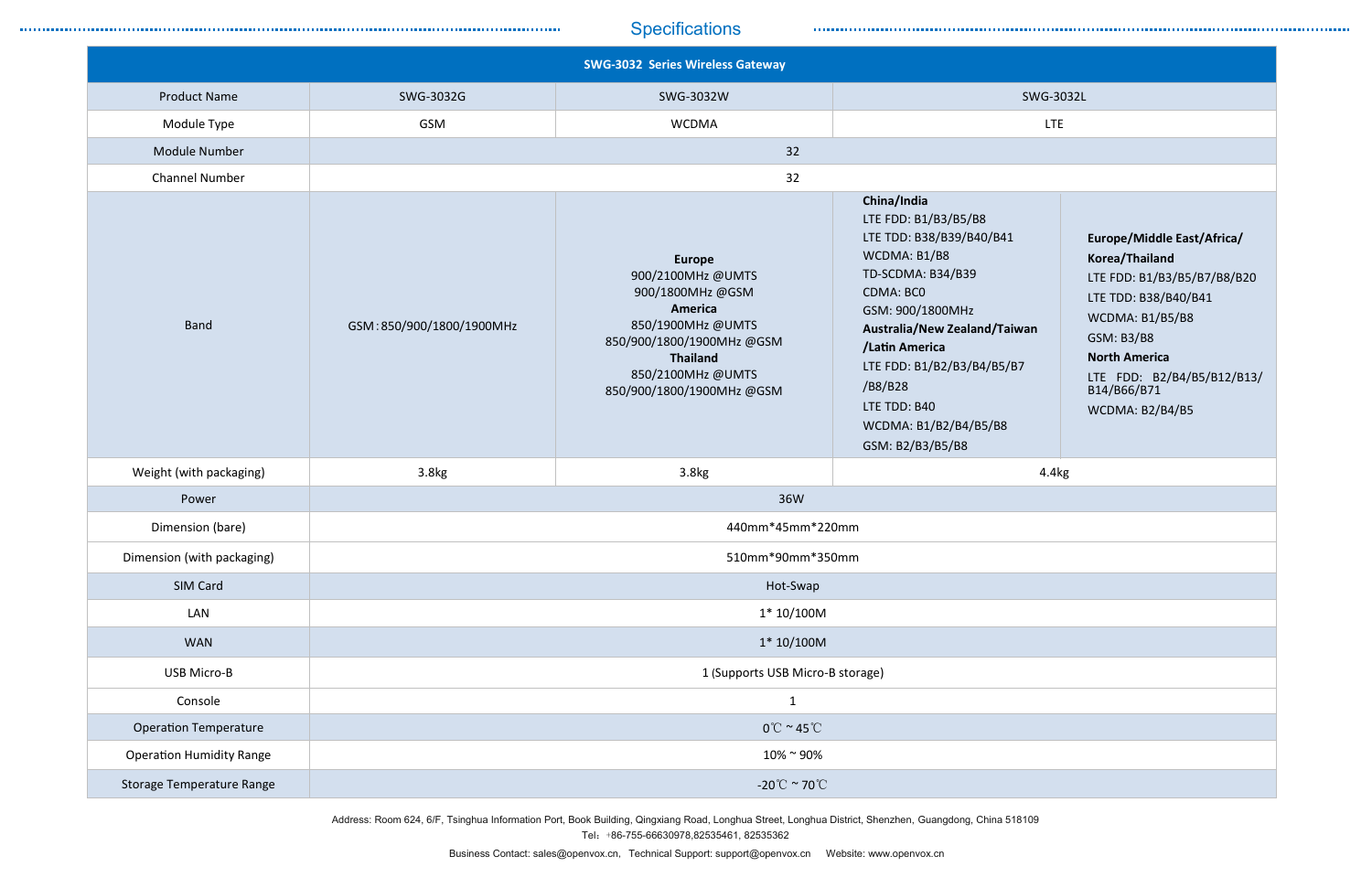## Specifications

| SWG-3032 Series Wireless Gateway | | | | |
|---|---|---|---|---|
| Product Name | SWG-3032G | SWG-3032W | SWG-3032L | |
| Module Type | GSM | WCDMA | LTE | |
| Module Number | 32 | | | |
| Channel Number | 32 | | | |
| Band | GSM：850/900/1800/1900MHz | **Europe**<br>900/2100MHz @UMTS<br>900/1800MHz @GSM<br>**America**<br>850/1900MHz @UMTS<br>850/900/1800/1900MHz @GSM<br>**Thailand**<br>850/2100MHz @UMTS<br>850/900/1800/1900MHz @GSM | **China/India**<br>LTE FDD: B1/B3/B5/B8<br>LTE TDD: B38/B39/B40/B41<br>WCDMA: B1/B8<br>TD-SCDMA: B34/B39<br>CDMA: BC0<br>GSM: 900/1800MHz<br>**Australia/New Zealand/Taiwan /Latin America**<br>LTE FDD: B1/B2/B3/B4/B5/B7 /B8/B28<br>LTE TDD: B40<br>WCDMA: B1/B2/B4/B5/B8<br>GSM: B2/B3/B5/B8 | **Europe/Middle East/Africa/ Korea/Thailand**<br>LTE FDD: B1/B3/B5/B7/B8/B20<br>LTE TDD: B38/B40/B41<br>WCDMA: B1/B5/B8<br>GSM: B3/B8<br>**North America**<br>LTE FDD: B2/B4/B5/B12/B13/ B14/B66/B71<br>WCDMA: B2/B4/B5 |
| Weight (with packaging) | 3.8kg | 3.8kg | 4.4kg | |
| Power | 36W | | | |
| Dimension (bare) | 440mm*45mm*220mm | | | |
| Dimension (with packaging) | 510mm*90mm*350mm | | | |
| SIM Card | Hot-Swap | | | |
| LAN | 1* 10/100M | | | |
| WAN | 1* 10/100M | | | |
| USB Micro-B | 1 (Supports USB Micro-B storage) | | | |
| Console | 1 | | | |
| Operation Temperature | 0℃ ~ 45℃ | | | |
| Operation Humidity Range | 10% ~ 90% | | | |
| Storage Temperature Range | -20℃ ~ 70℃ | | | |

Address: Room 624, 6/F, Tsinghua Information Port, Book Building, Qingxiang Road, Longhua Street, Longhua District, Shenzhen, Guangdong, China 518109

Tel：+86-755-66630978,82535461, 82535362

Business Contact: sales@openvox.cn, Technical Support: support@openvox.cn Website: www.openvox.cn